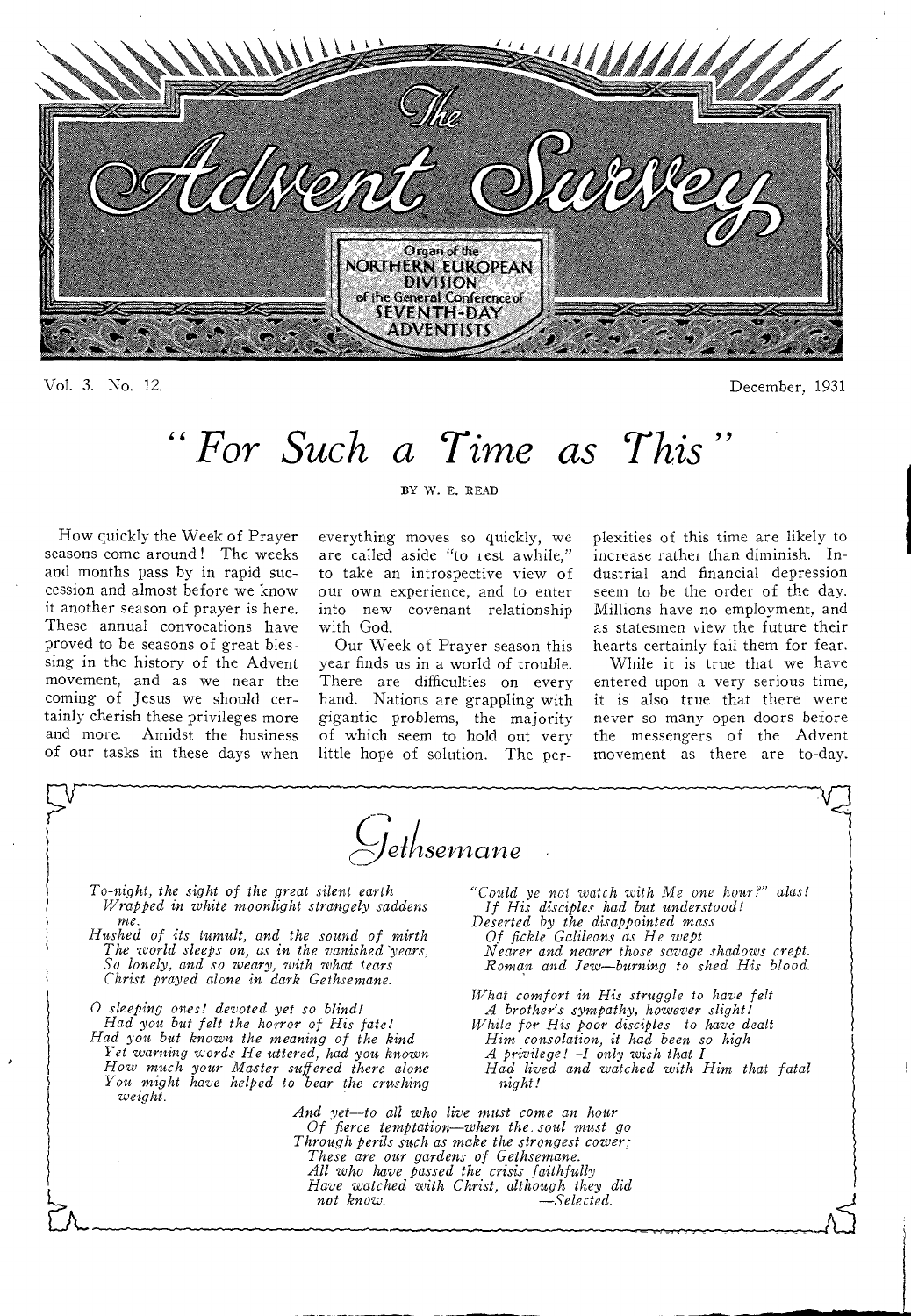# The Advent Survey

Organ of the NORTHERN EUROPEAN DIVISION of the General Conference of SEVENTH-DAY ADVENTISTS

Vol. 3. No. 12. December, 1931

# "For Such a Time as This"

BY W. E. READ

How quickly the Week of Prayer seasons come around! The weeks and months pass by in rapid succession and almost before we know it another season of prayer is here. These annual convocations have proved to be seasons of great blessing in the history of the Advent movement, and as we near the coming of Jesus we should certainly cherish these privileges more and more. Amidst the business of our tasks in these days when everything moves so quickly, we are called aside "to rest awhile," to take an introspective view of our own experience, and to enter into new covenant relationship with God.

Our Week of Prayer season this year finds us in a world of trouble. There are difficulties on every hand. Nations are grappling with gigantic problems, the majority of which seem to hold out very little hope of solution. The perplexities of this time are likely to increase rather than diminish. Industrial and financial depression seem to be the order of the day. Millions have no employment, and as statesmen view the future their hearts certainly fail them for fear.

While it is true that we have entered upon a very serious time, it is also true that there were never so many open doors before the messengers of the Advent movement as there are to-day.

## Gethsemane

*To-night, the sight of the great silent earth*
*Wrapped in white moonlight strangely saddens me.*
*Hushed of its tumult, and the sound of mirth*
*The world sleeps on, as in the vanished years,*
*So lonely, and so weary, with what tears*
*Christ prayed alone in dark Gethsemane.*

*O sleeping ones! devoted yet so blind!*
*Had you but felt the horror of His fate!*
*Had you but known the meaning of the kind*
*Yet warning words He uttered, had you known*
*How much your Master suffered there alone*
*You might have helped to bear the crushing weight.*

*"Could ye not watch with Me one hour?" alas!*
*If His disciples had but understood!*
*Deserted by the disappointed mass*
*Of fickle Galileans as He wept*
*Nearer and nearer those savage shadows crept.*
*Roman and Jew—burning to shed His blood.*

*What comfort in His struggle to have felt*
*A brother's sympathy, however slight!*
*While for His poor disciples—to have dealt*
*Him consolation, it had been so high*
*A privilege!—I only wish that I*
*Had lived and watched with Him that fatal night!*

*And yet—to all who live must come an hour*
*Of fierce temptation—when the soul must go*
*Through perils such as make the strongest cower;*
*These are our gardens of Gethsemane.*
*All who have passed the crisis faithfully*
*Have watched with Christ, although they did not know.*

—*Selected.*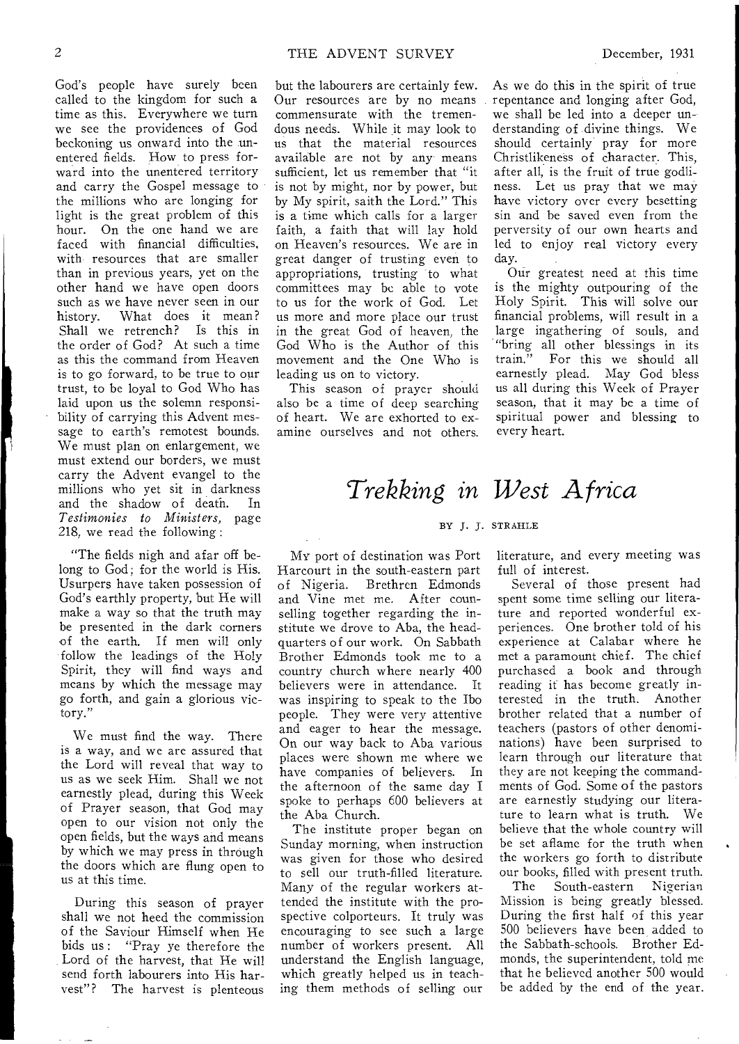God's people have surely been called to the kingdom for such a time as this. Everywhere we turn we see the providences of God beckoning us onward into the unentered fields. How to press forward into the unentered territory and carry the Gospel message to the millions who are longing for light is the great problem of this hour. On the one hand we are faced with financial difficulties, with resources that are smaller than in previous years, yet on the other hand we have open doors such as we have never seen in our history. What does it mean? Shall we retrench? Is this in the order of God? At such a time as this the command from Heaven is to go forward, to be true to our trust, to be loyal to God Who has laid upon us the solemn responsibility of carrying this Advent message to earth's remotest bounds. We must plan on enlargement, we must extend our borders, we must carry the Advent evangel to the millions who yet sit in darkness and the shadow of death. In *Testimonies to Ministers,* page 218, we read the following:

"The fields nigh and afar off belong to God; for the world is His. Usurpers have taken possession of God's earthly property, but He will make a way so that the truth may be presented in the dark corners of the earth. If men will only follow the leadings of the Holy Spirit, they will find ways and means by which the message may go forth, and gain a glorious victory."

We must find the way. There is a way, and we are assured that the Lord will reveal that way to us as we seek Him. Shall we not earnestly plead, during this Week of Prayer season, that God may open to our vision not only the open fields, but the ways and means by which we may press in through the doors which are flung open to us at this time.

During this season of prayer shall we not heed the commission of the Saviour Himself when He bids us: "Pray ye therefore the Lord of the harvest, that He will send forth labourers into His harvest"? The harvest is plenteous but the labourers are certainly few. Our resources are by no means commensurate with the tremendous needs. While it may look to us that the material resources available are not by any means sufficient, let us remember that "it is not by might, nor by power, but by My spirit, saith the Lord." This is a time which calls for a larger faith, a faith that will lay hold on Heaven's resources. We are in great danger of trusting even to appropriations, trusting to what committees may be able to vote to us for the work of God. Let us more and more place our trust in the great God of heaven, the God Who is the Author of this movement and the One Who is leading us on to victory.

This season of prayer should also be a time of deep searching of heart. We are exhorted to examine ourselves and not others. As we do this in the spirit of true repentance and longing after God, we shall be led into a deeper understanding of divine things. We should certainly pray for more Christlikeness of character. This, after all, is the fruit of true godliness. Let us pray that we may have victory over every besetting sin and be saved even from the perversity of our own hearts and led to enjoy real victory every day.

Our greatest need at this time is the mighty outpouring of the Holy Spirit. This will solve our financial problems, will result in a large ingathering of souls, and "bring all other blessings in its train." For this we should all earnestly plead. May God bless us all during this Week of Prayer season, that it may be a time of spiritual power and blessing to every heart.

# *Trekking in West Africa*

BY J. J. STRAHLE

My port of destination was Port Harcourt in the south-eastern part of Nigeria. Brethren Edmonds and Vine met me. After counselling together regarding the institute we drove to Aba, the headquarters of our work. On Sabbath Brother Edmonds took me to a country church where nearly 400 believers were in attendance. It was inspiring to speak to the Ibo people. They were very attentive and eager to hear the message. On our way back to Aba various places were shown me where we have companies of believers. In the afternoon of the same day I spoke to perhaps 600 believers at the Aba Church.

The institute proper began on Sunday morning, when instruction was given for those who desired to sell our truth-filled literature. Many of the regular workers attended the institute with the prospective colporteurs. It truly was encouraging to see such a large number of workers present. All understand the English language, which greatly helped us in teaching them methods of selling our literature, and every meeting was full of interest.

Several of those present had spent some time selling our literature and reported wonderful experiences. One brother told of his experience at Calabar where he met a paramount chief. The chief purchased a book and through reading it has become greatly interested in the truth. Another brother related that a number of teachers (pastors of other denominations) have been surprised to learn through our literature that they are not keeping the commandments of God. Some of the pastors are earnestly studying our literature to learn what is truth. We believe that the whole country will be set aflame for the truth when the workers go forth to distribute our books, filled with present truth.

The South-eastern Nigerian Mission is being greatly blessed. During the first half of this year 500 believers have been added to the Sabbath-schools. Brother Edmonds, the superintendent, told me that he believed another 500 would be added by the end of the year.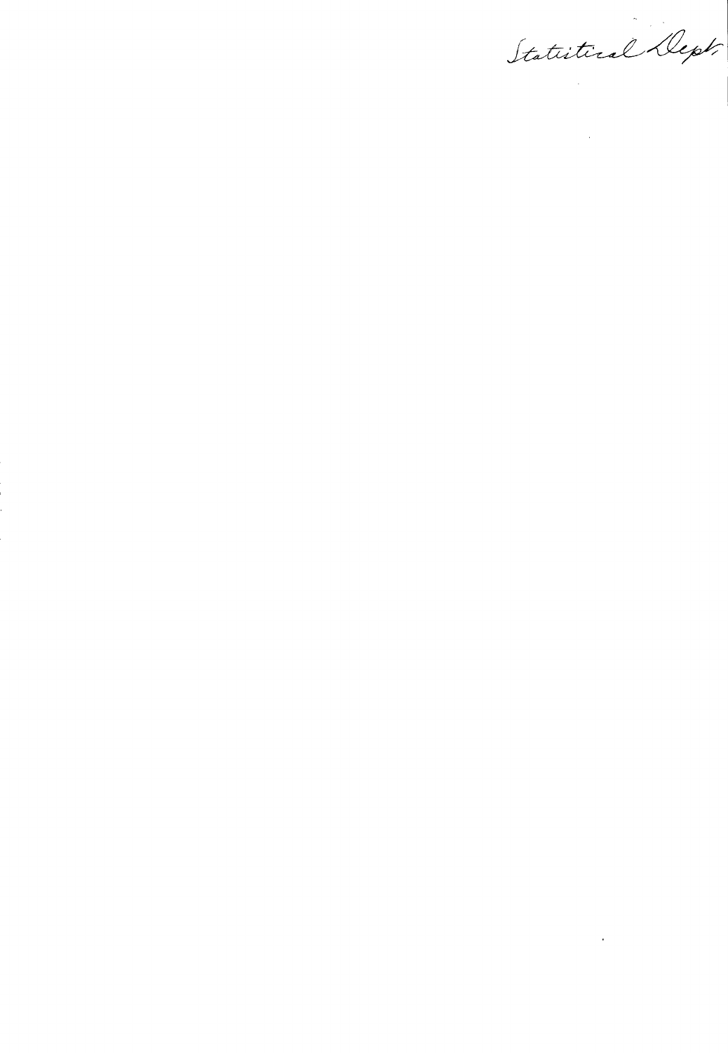Statistical Dept.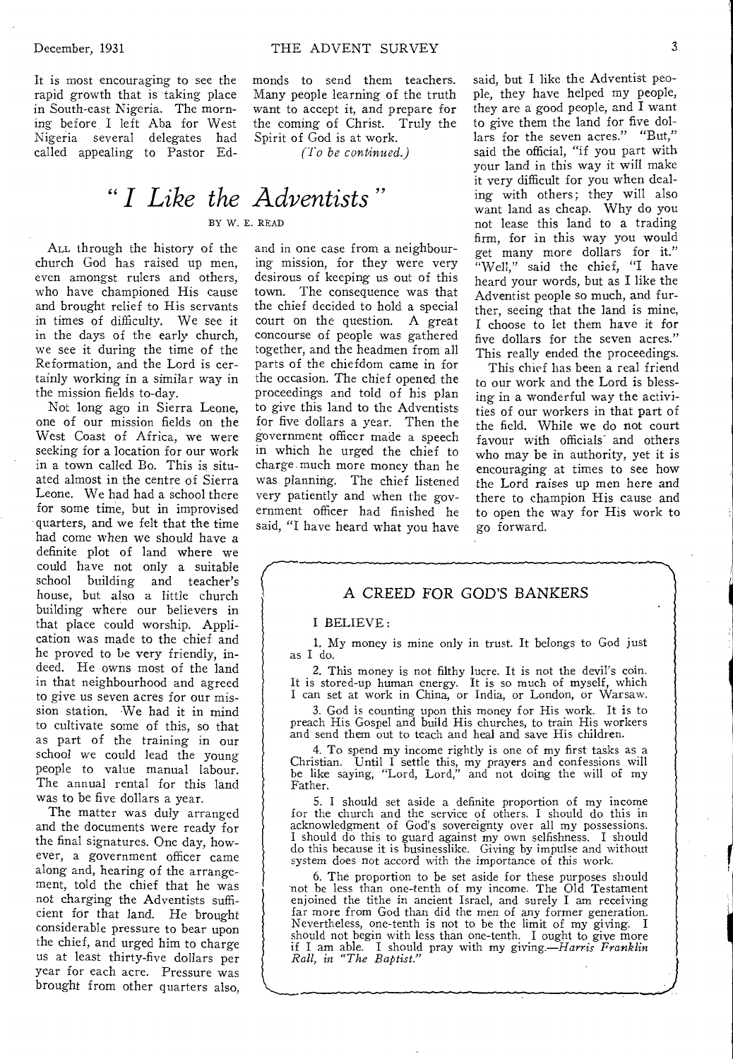It is most encouraging to see the rapid growth that is taking place in South-east Nigeria. The morning before I left Aba for West Nigeria several delegates had called appealing to Pastor Edmonds to send them teachers. Many people learning of the truth want to accept it, and prepare for the coming of Christ. Truly the Spirit of God is at work.

*(To be continued.)*

# "I Like the Adventists"

BY W. E. READ

ALL through the history of the church God has raised up men, even amongst rulers and others, who have championed His cause and brought relief to His servants in times of difficulty. We see it in the days of the early church, we see it during the time of the Reformation, and the Lord is certainly working in a similar way in the mission fields to-day.

Not long ago in Sierra Leone, one of our mission fields on the West Coast of Africa, we were seeking for a location for our work in a town called Bo. This is situated almost in the centre of Sierra Leone. We had had a school there for some time, but in improvised quarters, and we felt that the time had come when we should have a definite plot of land where we could have not only a suitable school building and teacher's house, but also a little church building where our believers in that place could worship. Application was made to the chief and he proved to be very friendly, indeed. He owns most of the land in that neighbourhood and agreed to give us seven acres for our mission station. We had it in mind to cultivate some of this, so that as part of the training in our school we could lead the young people to value manual labour. The annual rental for this land was to be five dollars a year.

The matter was duly arranged and the documents were ready for the final signatures. One day, however, a government officer came along and, hearing of the arrangement, told the chief that he was not charging the Adventists sufficient for that land. He brought considerable pressure to bear upon the chief, and urged him to charge us at least thirty-five dollars per year for each acre. Pressure was brought from other quarters also, and in one case from a neighbouring mission, for they were very desirous of keeping us out of this town. The consequence was that the chief decided to hold a special court on the question. A great concourse of people was gathered together, and the headmen from all parts of the chiefdom came in for the occasion. The chief opened the proceedings and told of his plan to give this land to the Adventists for five dollars a year. Then the government officer made a speech in which he urged the chief to charge much more money than he was planning. The chief listened very patiently and when the government officer had finished he said, "I have heard what you have said, but I like the Adventist people, they have helped my people, they are a good people, and I want to give them the land for five dollars for the seven acres." "But," said the official, "if you part with your land in this way it will make it very difficult for you when dealing with others; they will also want land as cheap. Why do you not lease this land to a trading firm, for in this way you would get many more dollars for it." "Well," said the chief, "I have heard your words, but as I like the Adventist people so much, and further, seeing that the land is mine, I choose to let them have it for five dollars for the seven acres." This really ended the proceedings.

This chief has been a real friend to our work and the Lord is blessing in a wonderful way the activities of our workers in that part of the field. While we do not court favour with officials and others who may be in authority, yet it is encouraging at times to see how the Lord raises up men here and there to champion His cause and to open the way for His work to go forward.

## A CREED FOR GOD'S BANKERS

I BELIEVE:

1. My money is mine only in trust. It belongs to God just as I do.

2. This money is not filthy lucre. It is not the devil's coin. It is stored-up human energy. It is so much of myself, which I can set at work in China, or India, or London, or Warsaw.

3. God is counting upon this money for His work. It is to preach His Gospel and build His churches, to train His workers and send them out to teach and heal and save His children.

4. To spend my income rightly is one of my first tasks as a Christian. Until I settle this, my prayers and confessions will be like saying, "Lord, Lord," and not doing the will of my Father.

5. I should set aside a definite proportion of my income for the church and the service of others. I should do this in acknowledgment of God's sovereignty over all my possessions. I should do this to guard against my own selfishness. I should do this because it is businesslike. Giving by impulse and without system does not accord with the importance of this work.

6. The proportion to be set aside for these purposes should not be less than one-tenth of my income. The Old Testament enjoined the tithe in ancient Israel, and surely I am receiving far more from God than did the men of any former generation. Nevertheless, one-tenth is not to be the limit of my giving. I should not begin with less than one-tenth. I ought to give more if I am able. I should pray with my giving.—*Harris Franklin Rall, in "The Baptist."*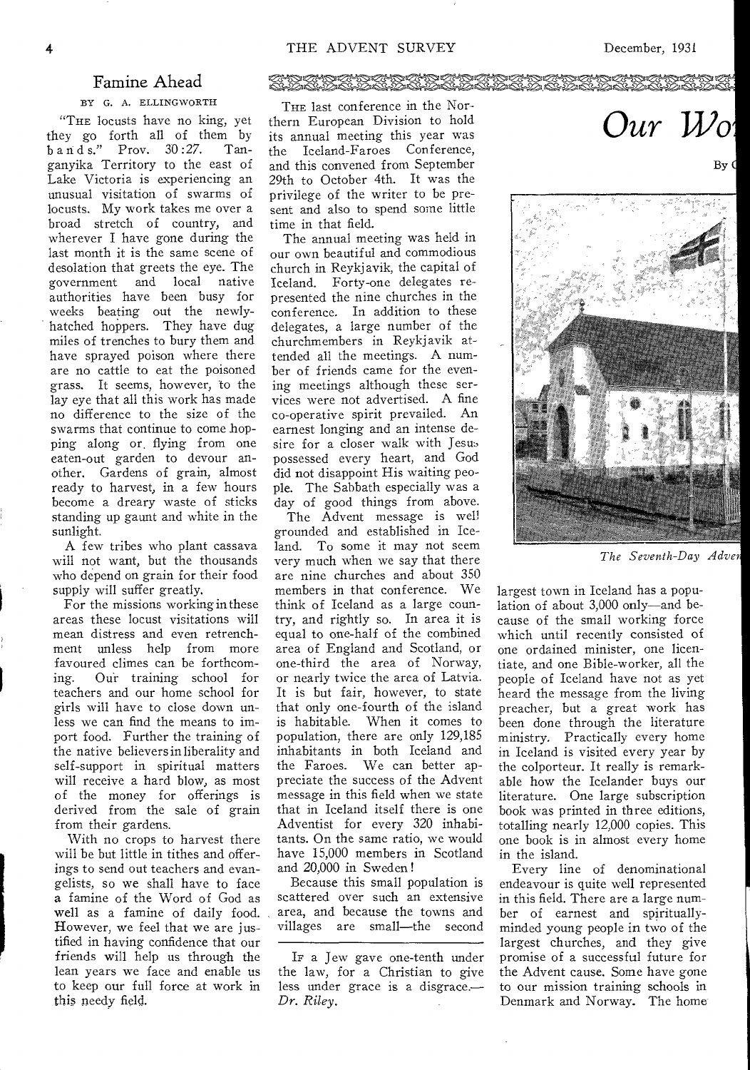## Famine Ahead

BY G. A. ELLINGWORTH

"THE locusts have no king, yet they go forth all of them by bands." Prov. 30:27. Tanganyika Territory to the east of Lake Victoria is experiencing an unusual visitation of swarms of locusts. My work takes me over a broad stretch of country, and wherever I have gone during the last month it is the same scene of desolation that greets the eye. The government and local native authorities have been busy for weeks beating out the newly-hatched hoppers. They have dug miles of trenches to bury them and have sprayed poison where there are no cattle to eat the poisoned grass. It seems, however, to the lay eye that all this work has made no difference to the size of the swarms that continue to come hopping along or flying from one eaten-out garden to devour another. Gardens of grain, almost ready to harvest, in a few hours become a dreary waste of sticks standing up gaunt and white in the sunlight.

A few tribes who plant cassava will not want, but the thousands who depend on grain for their food supply will suffer greatly.

For the missions working in these areas these locust visitations will mean distress and even retrenchment unless help from more favoured climes can be forthcoming. Our training school for teachers and our home school for girls will have to close down unless we can find the means to import food. Further the training of the native believers in liberality and self-support in spiritual matters will receive a hard blow, as most of the money for offerings is derived from the sale of grain from their gardens.

With no crops to harvest there will be but little in tithes and offerings to send out teachers and evangelists, so we shall have to face a famine of the Word of God as well as a famine of daily food. However, we feel that we are justified in having confidence that our friends will help us through the lean years we face and enable us to keep our full force at work in this needy field.

# Our Wo

By (

THE last conference in the Northern European Division to hold its annual meeting this year was the Iceland-Faroes Conference, and this convened from September 29th to October 4th. It was the privilege of the writer to be present and also to spend some little time in that field.

The annual meeting was held in our own beautiful and commodious church in Reykjavik, the capital of Iceland. Forty-one delegates represented the nine churches in the conference. In addition to these delegates, a large number of the churchmembers in Reykjavik attended all the meetings. A number of friends came for the evening meetings although these services were not advertised. A fine co-operative spirit prevailed. An earnest longing and an intense desire for a closer walk with Jesus possessed every heart, and God did not disappoint His waiting people. The Sabbath especially was a day of good things from above.

The Advent message is well grounded and established in Iceland. To some it may not seem very much when we say that there are nine churches and about 350 members in that conference. We think of Iceland as a large country, and rightly so. In area it is equal to one-half of the combined area of England and Scotland, or one-third the area of Norway, or nearly twice the area of Latvia. It is but fair, however, to state that only one-fourth of the island is habitable. When it comes to population, there are only 129,185 inhabitants in both Iceland and the Faroes. We can better appreciate the success of the Advent message in this field when we state that in Iceland itself there is one Adventist for every 320 inhabitants. On the same ratio, we would have 15,000 members in Scotland and 20,000 in Sweden!

Because this small population is scattered over such an extensive area, and because the towns and villages are small—the second largest town in Iceland has a population of about 3,000 only—and because of the small working force which until recently consisted of one ordained minister, one licentiate, and one Bible-worker, all the people of Iceland have not as yet heard the message from the living preacher, but a great work has been done through the literature ministry. Practically every home in Iceland is visited every year by the colporteur. It really is remarkable how the Icelander buys our literature. One large subscription book was printed in three editions, totalling nearly 12,000 copies. This one book is in almost every home in the island.

Every line of denominational endeavour is quite well represented in this field. There are a large number of earnest and spiritually-minded young people in two of the largest churches, and they give promise of a successful future for the Advent cause. Some have gone to our mission training schools in Denmark and Norway. The home

*The Seventh-Day Adven*

IF a Jew gave one-tenth under the law, for a Christian to give less under grace is a disgrace.—*Dr. Riley.*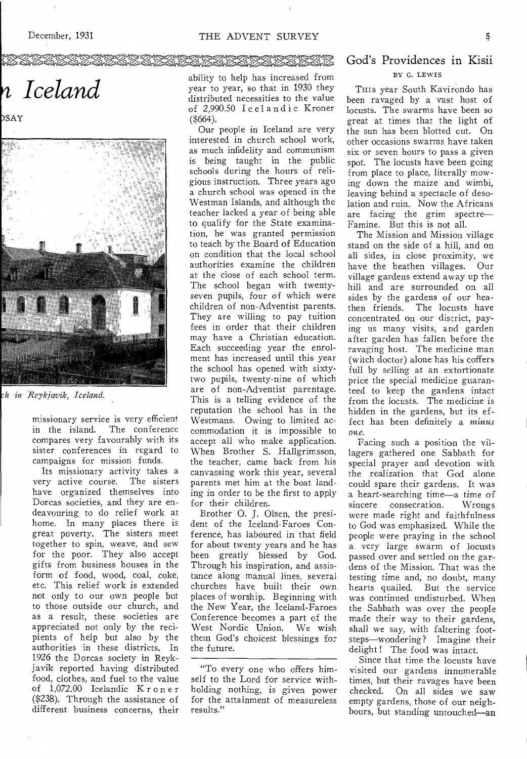# ...n Iceland

...DSAY

...h in Reykjavik, Iceland.

missionary service is very efficient in the island. The conference compares very favourably with its sister conferences in regard to campaigns for mission funds.

Its missionary activity takes a very active course. The sisters have organized themselves into Dorcas societies, and they are endeavouring to do relief work at home. In many places there is great poverty. The sisters meet together to spin, weave, and sew for the poor. They also accept gifts from business houses in the form of food, wood, coal, coke, etc. This relief work is extended not only to our own people but to those outside our church, and as a result, these societies are appreciated not only by the recipients of help but also by the authorities in these districts. In 1926 the Dorcas society in Reykjavik reported having distributed food, clothes, and fuel to the value of 1,072.00 Icelandic Kroner ($238). Through the assistance of different business concerns, their ability to help has increased from year to year, so that in 1930 they distributed necessities to the value of 2,990.50 Icelandic Kroner ($664).

Our people in Iceland are very interested in church school work, as much infidelity and communism is being taught in the public schools during the hours of religious instruction. Three years ago a church school was opened in the Westman Islands, and although the teacher lacked a year of being able to qualify for the State examination, he was granted permission to teach by the Board of Education on condition that the local school authorities examine the children at the close of each school term. The school began with twenty-seven pupils, four of which were children of non-Adventist parents. They are willing to pay tuition fees in order that their children may have a Christian education. Each succeeding year the enrolment has increased until this year the school has opened with sixty-two pupils, twenty-nine of which are of non-Adventist parentage. This is a telling evidence of the reputation the school has in the Westmans. Owing to limited accommodation it is impossible to accept all who make application. When Brother S. Hallgrimsson, the teacher, came back from his canvassing work this year, several parents met him at the boat landing in order to be the first to apply for their children.

Brother O. J. Olsen, the president of the Iceland-Faroes Conference, has laboured in that field for about twenty years and he has been greatly blessed by God. Through his inspiration, and assistance along manual lines, several churches have built their own places of worship. Beginning with the New Year, the Iceland-Faroes Conference becomes a part of the West Nordic Union. We wish them God's choicest blessings for the future.

---

"To every one who offers himself to the Lord for service withholding nothing, is given power for the attainment of measureless results."

## God's Providences in Kisii

BY G. LEWIS

THIS year South Kavirondo has been ravaged by a vast host of locusts. The swarms have been so great at times that the light of the sun has been blotted out. On other occasions swarms have taken six or seven hours to pass a given spot. The locusts have been going from place to place, literally mowing down the maize and wimbi, leaving behind a spectacle of desolation and ruin. Now the Africans are facing the grim spectre—Famine. But this is not all.

The Mission and Mission village stand on the side of a hill, and on all sides, in close proximity, we have the heathen villages. Our village gardens extend away up the hill and are surrounded on all sides by the gardens of our heathen friends. The locusts have concentrated on our district, paying us many visits, and garden after garden has fallen before the ravaging host. The medicine man (witch doctor) alone has his coffers full by selling at an extortionate price the special medicine guaranteed to keep the gardens intact from the locusts. The medicine is hidden in the gardens, but its effect has been definitely a *minus one.*

Facing such a position the villagers gathered one Sabbath for special prayer and devotion with the realization that God alone could spare their gardens. It was a heart-searching time—a time of sincere consecration. Wrongs were made right and faithfulness to God was emphasized. While the people were praying in the school a very large swarm of locusts passed over and settled on the gardens of the Mission. That was the testing time and, no doubt, many hearts quailed. But the service was continued undisturbed. When the Sabbath was over the people made their way to their gardens, shall we say, with faltering footsteps—wondering? Imagine their delight! The food was intact.

Since that time the locusts have visited our gardens innumerable times, but their ravages have been checked. On all sides we saw empty gardens, those of our neighbours, but standing untouched—an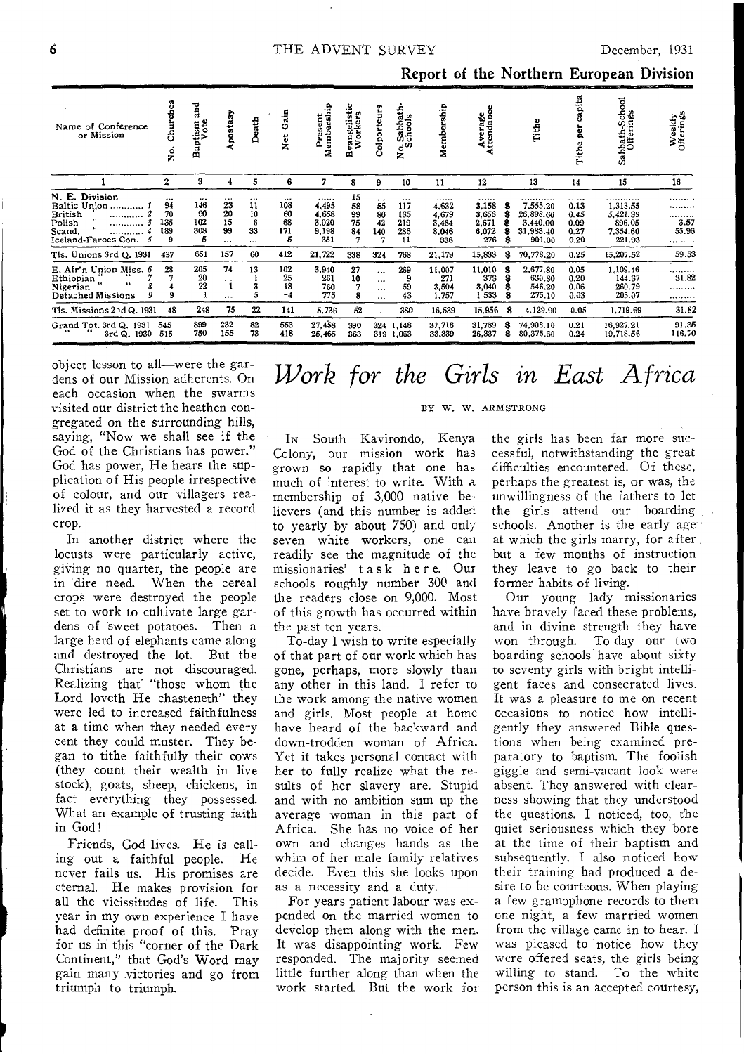## Report of the Northern European Division

| Name of Conference or Mission | No. Churches | Baptism and Vote | Apostasy | Death | Net Gain | Present Membership | Evangelistic Workers | Colporteurs | No. Sabbath-Schools | Membership | Average Attendance | Tithe | Tithe per capita | Sabbath-School Offerings | Weekly Offerings |
|---|---|---|---|---|---|---|---|---|---|---|---|---|---|---|---|
| 1 | 2 | 3 | 4 | 5 | 6 | 7 | 8 | 9 | 10 | 11 | 12 | 13 | 14 | 15 | 16 |
| N. E. Division | ... | ... | ... | ... | ... | ...... | 15 | ... | ... | ...... | ...... | .......... | ...... | .......... | ......... |
| Baltic Union ........... 1 | 94 | 146 | 23 | 11 | 108 | 4,495 | 58 | 55 | 117 | 4,632 | 3,158 | $ 7,555.20 | 0.13 | 1,313.55 | ......... |
| British " ........... 2 | 70 | 90 | 20 | 10 | 60 | 4,658 | 99 | 80 | 135 | 4,679 | 3,656 | $ 26,898.60 | 0.45 | 5,421.39 | ......... |
| Polish " ........... 3 | 135 | 102 | 15 | 6 | 68 | 3,020 | 75 | 42 | 219 | 3,484 | 2,671 | $ 3,440.00 | 0.09 | 896.05 | 3.57 |
| Scand. " ........... 4 | 189 | 308 | 99 | 33 | 171 | 9,198 | 84 | 140 | 286 | 8,046 | 6,072 | $ 31,983.40 | 0.27 | 7,354.60 | 55.96 |
| Iceland-Faroes Con. 5 | 9 | 5 | ... | ... | 5 | 351 | 7 | 7 | 11 | 338 | 276 | $ 901.00 | 0.20 | 221.93 | ......... |
| Tls. Unions 3rd Q. 1931 | 497 | 651 | 157 | 60 | 412 | 21,722 | 338 | 324 | 768 | 21,179 | 15,833 | $ 70,778.20 | 0.25 | 15,207.52 | 59.53 |
| E. Afr'n Union Miss. 6 | 28 | 205 | 74 | 13 | 102 | 3,940 | 27 | ... | 269 | 11,007 | 11,010 | $ 2,677.80 | 0.05 | 1,109.46 | ......... |
| Ethiopian " " 7 | 7 | 20 | ... | 1 | 25 | 261 | 10 | ... | 9 | 271 | 373 | $ 630.80 | 0.20 | 144.37 | 31.82 |
| Nigerian " " 8 | 4 | 22 | 1 | 3 | 18 | 760 | 7 | ... | 59 | 3,504 | 3,040 | $ 546.20 | 0.06 | 260.79 | ......... |
| Detached Missions 9 | 9 | 1 | ... | 5 | -4 | 775 | 8 | ... | 43 | 1,757 | 1 533 | $ 275.10 | 0.03 | 205.07 | ......... |
| Tls. Missions 2nd Q. 1931 | 48 | 248 | 75 | 22 | 141 | 5,736 | 52 | ... | 380 | 16,539 | 15,956 | $ 4,129.90 | 0.05 | 1,719.69 | 31.82 |
| Grand Tot. 3rd Q. 1931 | 545 | 899 | 232 | 82 | 553 | 27,458 | 390 | 324 | 1,148 | 37,718 | 31,789 | $ 74,908.10 | 0.21 | 16,927.21 | 91.35 |
| " " 3rd Q. 1930 | 515 | 750 | 155 | 73 | 418 | 25,465 | 363 | 319 | 1,063 | 33,339 | 26,337 | $ 80,375.60 | 0.24 | 19,718.56 | 116.70 |

object lesson to all—were the gardens of our Mission adherents. On each occasion when the swarms visited our district the heathen congregated on the surrounding hills, saying, "Now we shall see if the God of the Christians has power." God has power, He hears the supplication of His people irrespective of colour, and our villagers realized it as they harvested a record crop.

In another district where the locusts were particularly active, giving no quarter, the people are in dire need. When the cereal crops were destroyed the people set to work to cultivate large gardens of sweet potatoes. Then a large herd of elephants came along and destroyed the lot. But the Christians are not discouraged. Realizing that "those whom the Lord loveth He chasteneth" they were led to increased faithfulness at a time when they needed every cent they could muster. They began to tithe faithfully their cows (they count their wealth in live stock), goats, sheep, chickens, in fact everything they possessed. What an example of trusting faith in God!

Friends, God lives. He is calling out a faithful people. He never fails us. His promises are eternal. He makes provision for all the vicissitudes of life. This year in my own experience I have had definite proof of this. Pray for us in this "corner of the Dark Continent," that God's Word may gain many victories and go from triumph to triumph.

# *Work for the Girls in East Africa*

BY W. W. ARMSTRONG

In South Kavirondo, Kenya Colony, our mission work has grown so rapidly that one has much of interest to write. With a membership of 3,000 native believers (and this number is added to yearly by about 750) and only seven white workers, one can readily see the magnitude of the missionaries' task here. Our schools roughly number 300 and the readers close on 9,000. Most of this growth has occurred within the past ten years.

To-day I wish to write especially of that part of our work which has gone, perhaps, more slowly than any other in this land. I refer to the work among the native women and girls. Most people at home have heard of the backward and down-trodden woman of Africa. Yet it takes personal contact with her to fully realize what the results of her slavery are. Stupid and with no ambition sum up the average woman in this part of Africa. She has no voice of her own and changes hands as the whim of her male family relatives decide. Even this she looks upon as a necessity and a duty.

For years patient labour was expended on the married women to develop them along with the men. It was disappointing work. Few responded. The majority seemed little further along than when the work started. But the work for the girls has been far more successful, notwithstanding the great difficulties encountered. Of these, perhaps the greatest is, or was, the unwillingness of the fathers to let the girls attend our boarding schools. Another is the early age at which the girls marry, for after but a few months of instruction they leave to go back to their former habits of living.

Our young lady missionaries have bravely faced these problems, and in divine strength they have won through. To-day our two boarding schools have about sixty to seventy girls with bright intelligent faces and consecrated lives. It was a pleasure to me on recent occasions to notice how intelligently they answered Bible questions when being examined preparatory to baptism. The foolish giggle and semi-vacant look were absent. They answered with clearness showing that they understood the questions. I noticed, too, the quiet seriousness which they bore at the time of their baptism and subsequently. I also noticed how their training had produced a desire to be courteous. When playing a few gramophone records to them one night, a few married women from the village came in to hear. I was pleased to notice how they were offered seats, the girls being willing to stand. To the white person this is an accepted courtesy,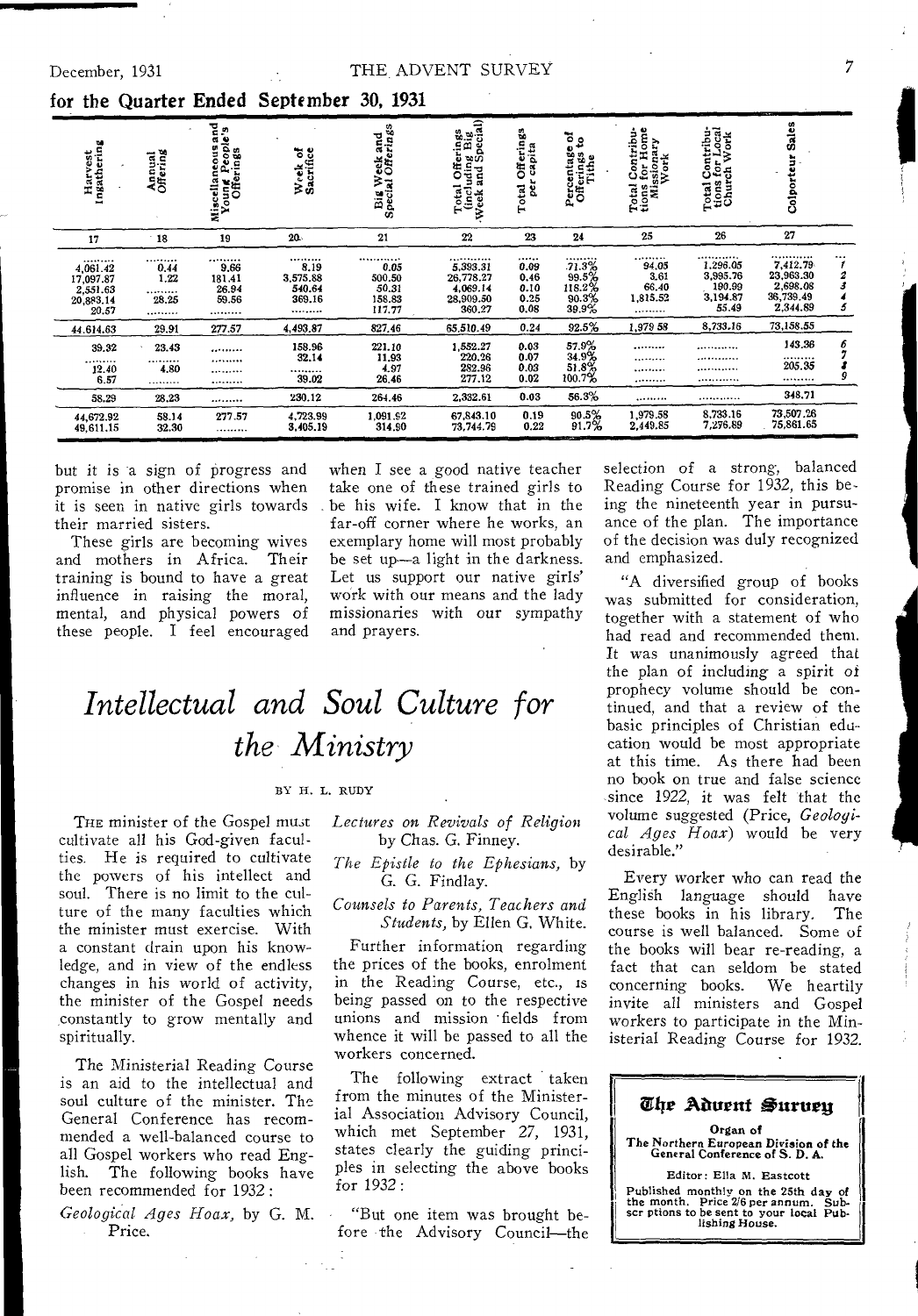## for the Quarter Ended September 30, 1931

| Harvest Ingathering | Annual Offering | Miscellaneous and Young People's Offerings | Week of Sacrifice | Big Week and Special Offerings | Total Offerings (including Big Week and Special) | Total Offerings per capita | Percentage of Offerings to Tithe | Total Contributions for Home Missionary Work | Total Contributions for Local Church Work | Colporteur Sales | |
|---|---|---|---|---|---|---|---|---|---|---|---|
| 17 | 18 | 19 | 20 | 21 | 22 | 23 | 24 | 25 | 26 | 27 | |
| 4,061.42 | 0.44 | 9.66 | 8.19 | 0.05 | 5,393.31 | 0.09 | 71.3% | 94.05 | 1,296.05 | 7,412.79 | 1 |
| 17,097.87 | 1.22 | 181.41 | 3,575.88 | 500.50 | 26,778.27 | 0.46 | 99.5% | 3.61 | 3,995.76 | 23,963.30 | 2 |
| 2,551.63 | ........ | 26.94 | 540.64 | 50.31 | 4,069.14 | 0.10 | 118.2% | 66.40 | 190.99 | 2,698.08 | 3 |
| 20,883.14 | 28.25 | 59.56 | 369.16 | 158.83 | 28,909.50 | 0.25 | 90.3% | 1,815.52 | 3,194.87 | 36,739.49 | 4 |
| 20.57 | ........ | ........ | ........ | 117.77 | 360.27 | 0.08 | 39.9% | ........ | 55.49 | 2,344.89 | 5 |
| 44,614.63 | 29.91 | 277.57 | 4,493.87 | 827.46 | 65,510.49 | 0.24 | 92.5% | 1,979.58 | 8,733.16 | 73,158.55 | |
| 39.32 | 23.43 | ........ | 158.96 | 221.10 | 1,552.27 | 0.03 | 57.9% | ........ | ........ | 143.36 | 6 |
| ........ | ........ | ........ | 32.14 | 11.93 | 220.26 | 0.07 | 34.9% | ........ | ........ | ........ | 7 |
| 12.40 | 4.80 | ........ | ........ | 4.97 | 282.96 | 0.03 | 51.8% | ........ | ........ | 205.35 | 8 |
| 6.57 | ........ | ........ | 39.02 | 26.46 | 277.12 | 0.02 | 100.7% | ........ | ........ | ........ | 9 |
| 58.29 | 28.23 | ........ | 230.12 | 264.46 | 2,332.61 | 0.03 | 56.3% | ........ | ........ | 348.71 | |
| 44,672.92 | 58.14 | 277.57 | 4,723.99 | 1,091.92 | 67,843.10 | 0.19 | 90.5% | 1,979.58 | 8,733.16 | 73,507.26 | |
| 49,611.15 | 32.30 | ........ | 3,405.19 | 314.90 | 73,744.79 | 0.22 | 91.7% | 2,449.85 | 7,276.89 | 75,861.65 | |

but it is a sign of progress and promise in other directions when it is seen in native girls towards their married sisters.

These girls are becoming wives and mothers in Africa. Their training is bound to have a great influence in raising the moral, mental, and physical powers of these people. I feel encouraged when I see a good native teacher take one of these trained girls to be his wife. I know that in the far-off corner where he works, an exemplary home will most probably be set up—a light in the darkness. Let us support our native girls' work with our means and the lady missionaries with our sympathy and prayers.

# *Intellectual and Soul Culture for the Ministry*

BY H. L. RUDY

THE minister of the Gospel must cultivate all his God-given faculties. He is required to cultivate the powers of his intellect and soul. There is no limit to the culture of the many faculties which the minister must exercise. With a constant drain upon his knowledge, and in view of the endless changes in his world of activity, the minister of the Gospel needs constantly to grow mentally and spiritually.

The Ministerial Reading Course is an aid to the intellectual and soul culture of the minister. The General Conference has recommended a well-balanced course to all Gospel workers who read English. The following books have been recommended for 1932:

*Geological Ages Hoax,* by G. M. Price.

*Lectures on Revivals of Religion* by Chas. G. Finney.

*The Epistle to the Ephesians,* by G. G. Findlay.

*Counsels to Parents, Teachers and Students,* by Ellen G. White.

Further information regarding the prices of the books, enrolment in the Reading Course, etc., is being passed on to the respective unions and mission fields from whence it will be passed to all the workers concerned.

The following extract taken from the minutes of the Ministerial Association Advisory Council, which met September 27, 1931, states clearly the guiding principles in selecting the above books for 1932:

"But one item was brought before the Advisory Council—the selection of a strong, balanced Reading Course for 1932, this being the nineteenth year in pursuance of the plan. The importance of the decision was duly recognized and emphasized.

"A diversified group of books was submitted for consideration, together with a statement of who had read and recommended them. It was unanimously agreed that the plan of including a spirit of prophecy volume should be continued, and that a review of the basic principles of Christian education would be most appropriate at this time. As there had been no book on true and false science since 1922, it was felt that the volume suggested (Price, *Geological Ages Hoax*) would be very desirable."

Every worker who can read the English language should have these books in his library. The course is well balanced. Some of the books will bear re-reading, a fact that can seldom be stated concerning books. We heartily invite all ministers and Gospel workers to participate in the Ministerial Reading Course for 1932.

**The Advent Survey**

Organ of
The Northern European Division of the General Conference of S. D. A.

Editor: Ella M. Eastcott

Published monthly on the 25th day of the month. Price 2/6 per annum. Subscriptions to be sent to your local Publishing House.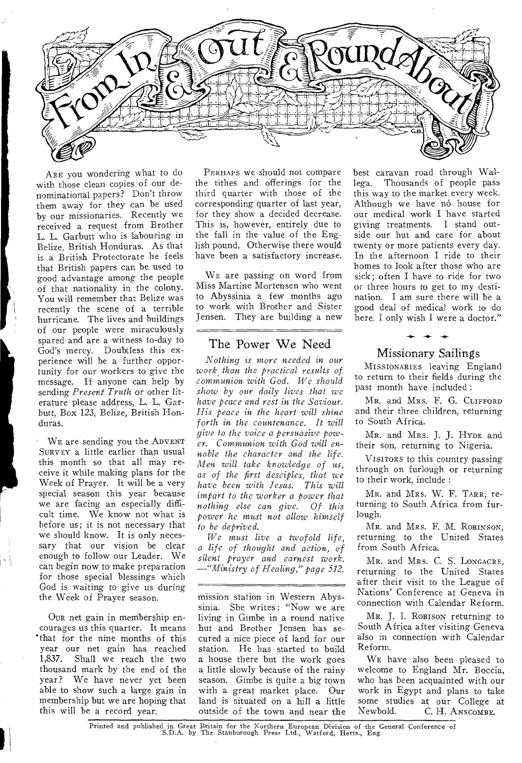# From In & Out & Round About

ARE you wondering what to do with those clean copies of our denominational papers? Don't throw them away for they can be used by our missionaries. Recently we received a request from Brother L. L. Garbutt who is labouring in Belize, British Honduras. As that is a British Protectorate he feels that British papers can be used to good advantage among the people of that nationality in the colony. You will remember that Belize was recently the scene of a terrible hurricane. The lives and buildings of our people were miraculously spared and are a witness to-day to God's mercy. Doubtless this experience will be a further opportunity for our workers to give the message. If anyone can help by sending *Present Truth* or other literature please address, L. L. Garbutt, Box 123, Belize, British Honduras.

WE are sending you the ADVENT SURVEY a little earlier than usual this month so that all may receive it while making plans for the Week of Prayer. It will be a very special season this year because we are facing an especially difficult time. We know not what is before us; it is not necessary that we should know. It is only necessary that our vision be clear enough to follow our Leader. We can begin now to make preparation for those special blessings which God is waiting to give us during the Week of Prayer season.

OUR net gain in membership encourages us this quarter. It means that for the nine months of this year our net gain has reached 1,837. Shall we reach the two thousand mark by the end of the year? We have never yet been able to show such a large gain in membership but we are hoping that this will be a record year.

PERHAPS we should not compare the tithes and offerings for the third quarter with those of the corresponding quarter of last year, for they show a decided decrease. This is, however, entirely due to the fall in the value of the English pound. Otherwise there would have been a satisfactory increase.

WE are passing on word from Miss Martine Mortensen who went to Abyssinia a few months ago to work with Brother and Sister Jensen. They are building a new mission station in Western Abyssinia. She writes: "Now we are living in Gimbe in a round native hut and Brother Jensen has secured a nice piece of land for our station. He has started to build a house there but the work goes a little slowly because of the rainy season. Gimbe is quite a big town with a great market place. Our land is situated on a hill a little outside of the town and near the best caravan road through Wallega. Thousands of people pass this way to the market every week. Although we have no house for our medical work I have started giving treatments. I stand outside our hut and care for about twenty or more patients every day. In the afternoon I ride to their homes to look after those who are sick; often I have to ride for two or three hours to get to my destination. I am sure there will be a good deal of medical work to do here. I only wish I were a doctor."

## The Power We Need

*Nothing is more needed in our work than the practical results of communion with God. We should show by our daily lives that we have peace and rest in the Saviour. His peace in the heart will shine forth in the countenance. It will give to the voice a persuasive power. Communion with God will ennoble the character and the life. Men will take knowledge of us, as of the first desciples, that we have been with Jesus. This will impart to the worker a power that nothing else can give. Of this power he must not allow himself to be deprived.*

*We must live a twofold life, a life of thought and action, of silent prayer and earnest work. —"Ministry of Healing," page 512.*

## Missionary Sailings

MISSIONARIES leaving England to return to their fields during the past month have included:

MR. and MRS. F. G. CLIFFORD and their three children, returning to South Africa.

MR. and MRS. J. J. HYDE and their son, returning to Nigeria.

VISITORS to this country passing through on furlough or returning to their work, include:

MR. and MRS. W. F. TARR, returning to South Africa from furlough.

MR. and MRS. F. M. ROBINSON, returning to the United States from South Africa.

MR. and MRS. C. S. LONGACRE, returning to the United States after their visit to the League of Nations' Conference at Geneva in connection with Calendar Reform.

MR. J. I. ROBISON returning to South Africa after visiting Geneva also in connection with Calendar Reform.

WE have also been pleased to welcome to England Mr. Boccia, who has been acquainted with our work in Egypt and plans to take some studies at our College at Newbold. C. H. ANSCOMBE.

Printed and published in Great Britain for the Northern European Division of the General Conference of S.D.A. by The Stanborough Press Ltd., Watford, Herts., Eng.